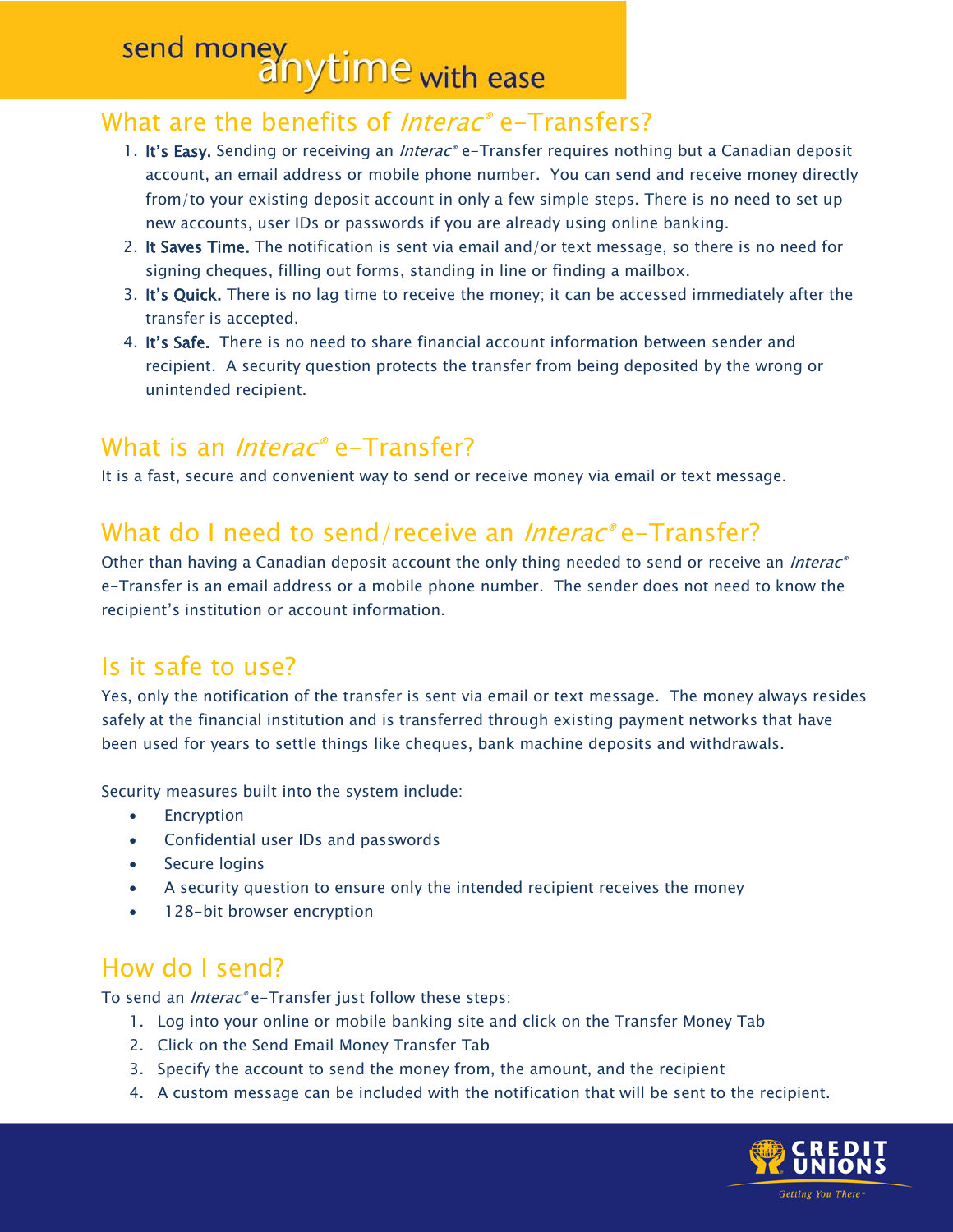# send money anytime with ease

## What are the benefits of *Interac*® e-Transfers?

1. **It's Easy.** Sending or receiving an *Interac*® e-Transfer requires nothing but a Canadian deposit account, an email address or mobile phone number. You can send and receive money directly from/to your existing deposit account in only a few simple steps. There is no need to set up new accounts, user IDs or passwords if you are already using online banking.
2. **It Saves Time.** The notification is sent via email and/or text message, so there is no need for signing cheques, filling out forms, standing in line or finding a mailbox.
3. **It's Quick.** There is no lag time to receive the money; it can be accessed immediately after the transfer is accepted.
4. **It's Safe.** There is no need to share financial account information between sender and recipient. A security question protects the transfer from being deposited by the wrong or unintended recipient.

## What is an *Interac*® e-Transfer?

It is a fast, secure and convenient way to send or receive money via email or text message.

## What do I need to send/receive an *Interac*® e-Transfer?

Other than having a Canadian deposit account the only thing needed to send or receive an *Interac*® e-Transfer is an email address or a mobile phone number. The sender does not need to know the recipient's institution or account information.

## Is it safe to use?

Yes, only the notification of the transfer is sent via email or text message. The money always resides safely at the financial institution and is transferred through existing payment networks that have been used for years to settle things like cheques, bank machine deposits and withdrawals.

Security measures built into the system include:

- Encryption
- Confidential user IDs and passwords
- Secure logins
- A security question to ensure only the intended recipient receives the money
- 128-bit browser encryption

## How do I send?

To send an *Interac*® e-Transfer just follow these steps:

1. Log into your online or mobile banking site and click on the Transfer Money Tab
2. Click on the Send Email Money Transfer Tab
3. Specify the account to send the money from, the amount, and the recipient
4. A custom message can be included with the notification that will be sent to the recipient.

CREDIT UNIONS
Getting You There™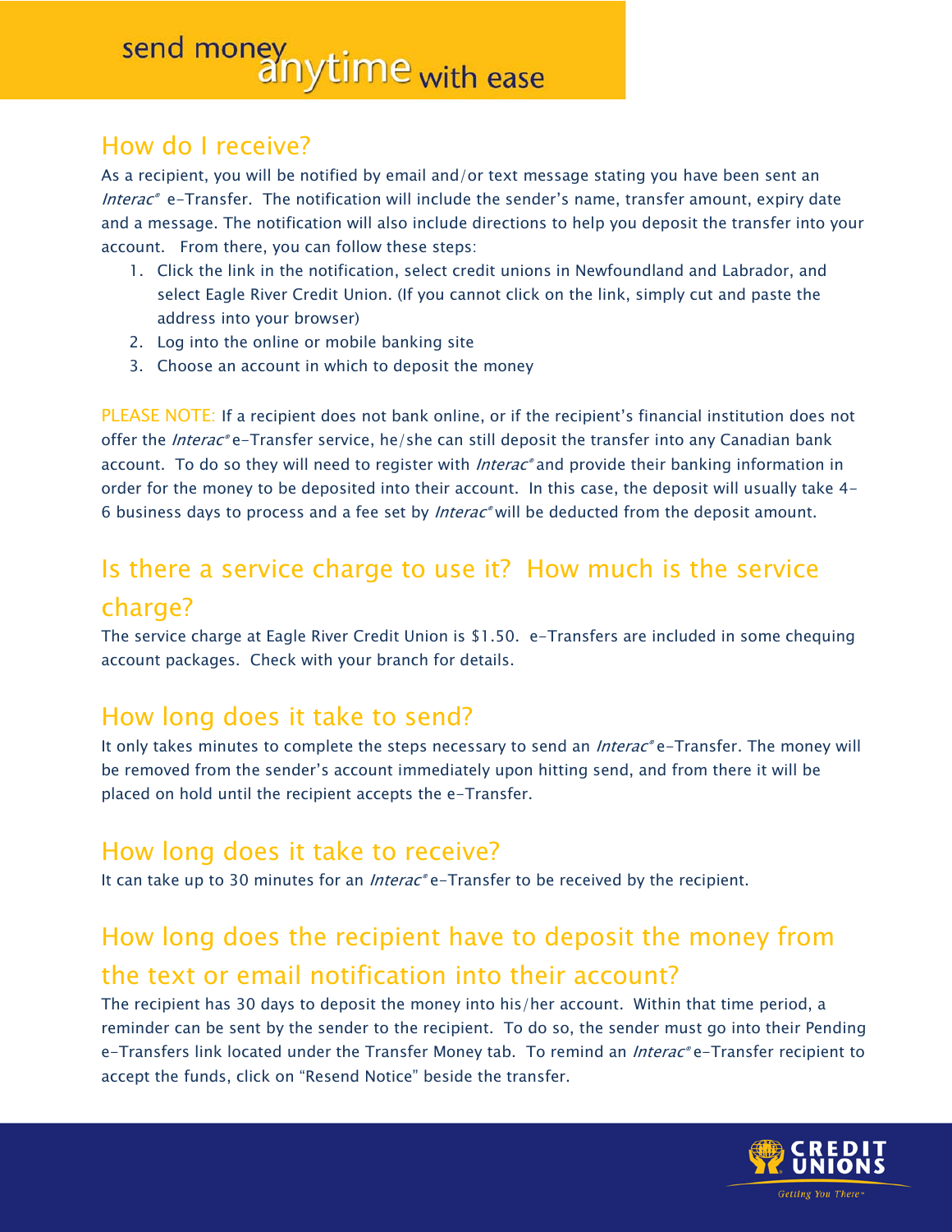# send money anytime with ease

## How do I receive?

As a recipient, you will be notified by email and/or text message stating you have been sent an *Interac*® e-Transfer. The notification will include the sender's name, transfer amount, expiry date and a message. The notification will also include directions to help you deposit the transfer into your account. From there, you can follow these steps:

1. Click the link in the notification, select credit unions in Newfoundland and Labrador, and select Eagle River Credit Union. (If you cannot click on the link, simply cut and paste the address into your browser)
2. Log into the online or mobile banking site
3. Choose an account in which to deposit the money

PLEASE NOTE: If a recipient does not bank online, or if the recipient's financial institution does not offer the *Interac*® e-Transfer service, he/she can still deposit the transfer into any Canadian bank account. To do so they will need to register with *Interac*® and provide their banking information in order for the money to be deposited into their account. In this case, the deposit will usually take 4-6 business days to process and a fee set by *Interac*® will be deducted from the deposit amount.

## Is there a service charge to use it? How much is the service charge?

The service charge at Eagle River Credit Union is $1.50. e-Transfers are included in some chequing account packages. Check with your branch for details.

## How long does it take to send?

It only takes minutes to complete the steps necessary to send an *Interac*® e-Transfer. The money will be removed from the sender's account immediately upon hitting send, and from there it will be placed on hold until the recipient accepts the e-Transfer.

## How long does it take to receive?

It can take up to 30 minutes for an *Interac*® e-Transfer to be received by the recipient.

## How long does the recipient have to deposit the money from the text or email notification into their account?

The recipient has 30 days to deposit the money into his/her account. Within that time period, a reminder can be sent by the sender to the recipient. To do so, the sender must go into their Pending e-Transfers link located under the Transfer Money tab. To remind an *Interac*® e-Transfer recipient to accept the funds, click on "Resend Notice" beside the transfer.

CREDIT UNIONS
Getting You There™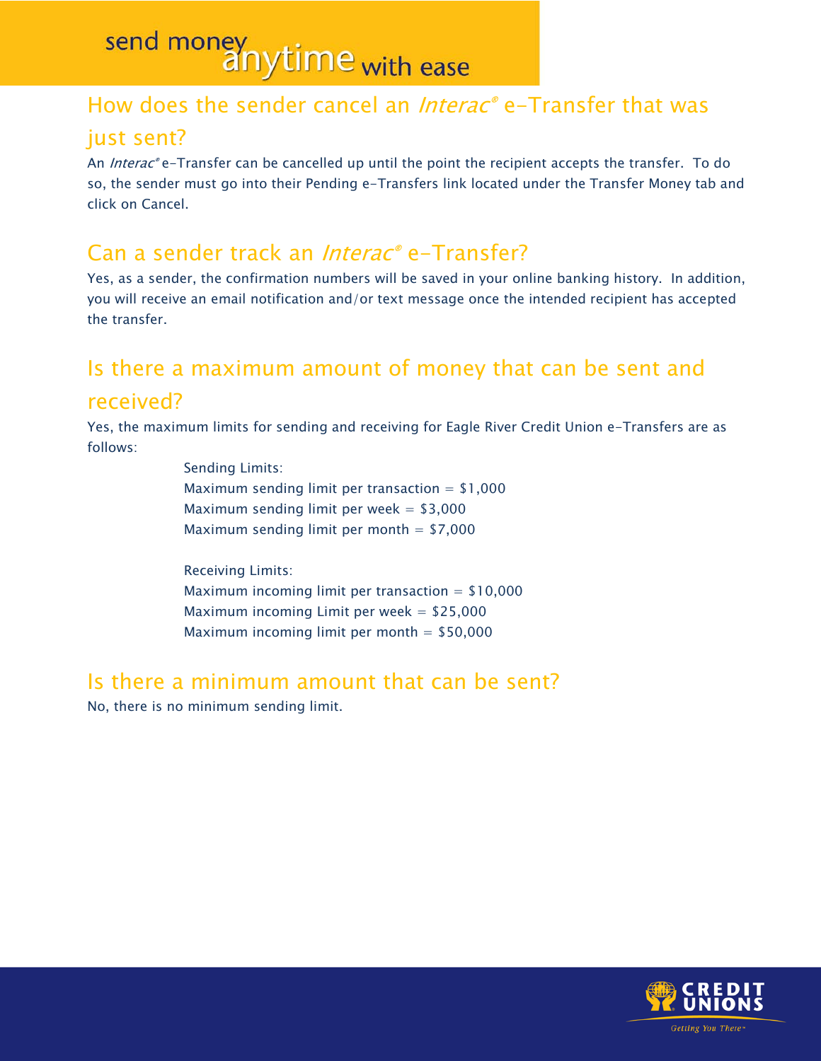## How does the sender cancel an *Interac®* e-Transfer that was just sent?

An *Interac®* e-Transfer can be cancelled up until the point the recipient accepts the transfer. To do so, the sender must go into their Pending e-Transfers link located under the Transfer Money tab and click on Cancel.

## Can a sender track an *Interac®* e-Transfer?

Yes, as a sender, the confirmation numbers will be saved in your online banking history. In addition, you will receive an email notification and/or text message once the intended recipient has accepted the transfer.

## Is there a maximum amount of money that can be sent and received?

Yes, the maximum limits for sending and receiving for Eagle River Credit Union e-Transfers are as follows:

Sending Limits:
Maximum sending limit per transaction = $1,000
Maximum sending limit per week = $3,000
Maximum sending limit per month = $7,000

Receiving Limits:
Maximum incoming limit per transaction = $10,000
Maximum incoming Limit per week = $25,000
Maximum incoming limit per month = $50,000

## Is there a minimum amount that can be sent?

No, there is no minimum sending limit.